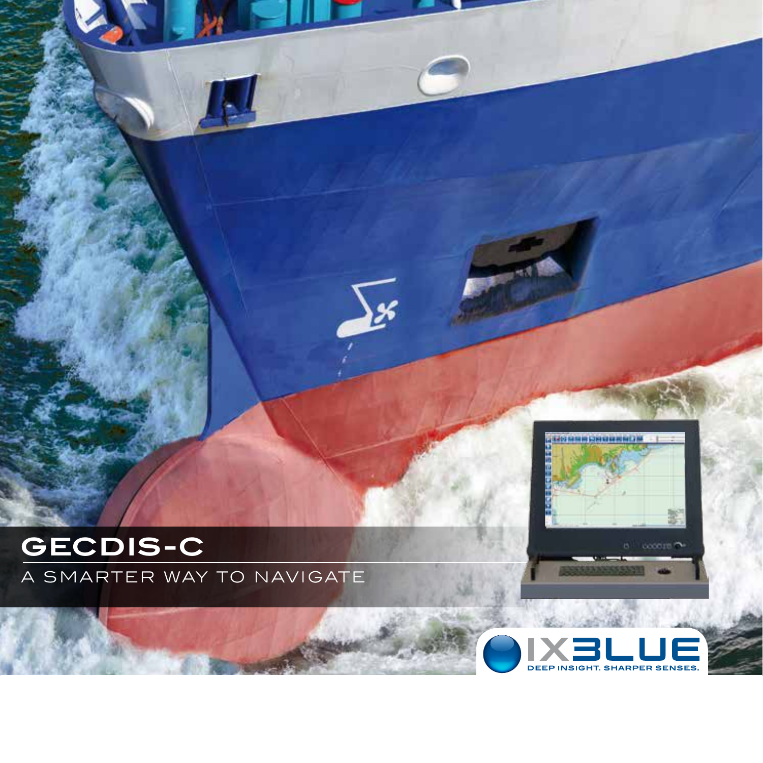# GECDIS-C

A SMARTER WAY TO NAVIGATE

IXBLUE

DEEP INSIGHT. SHARPER SENSES.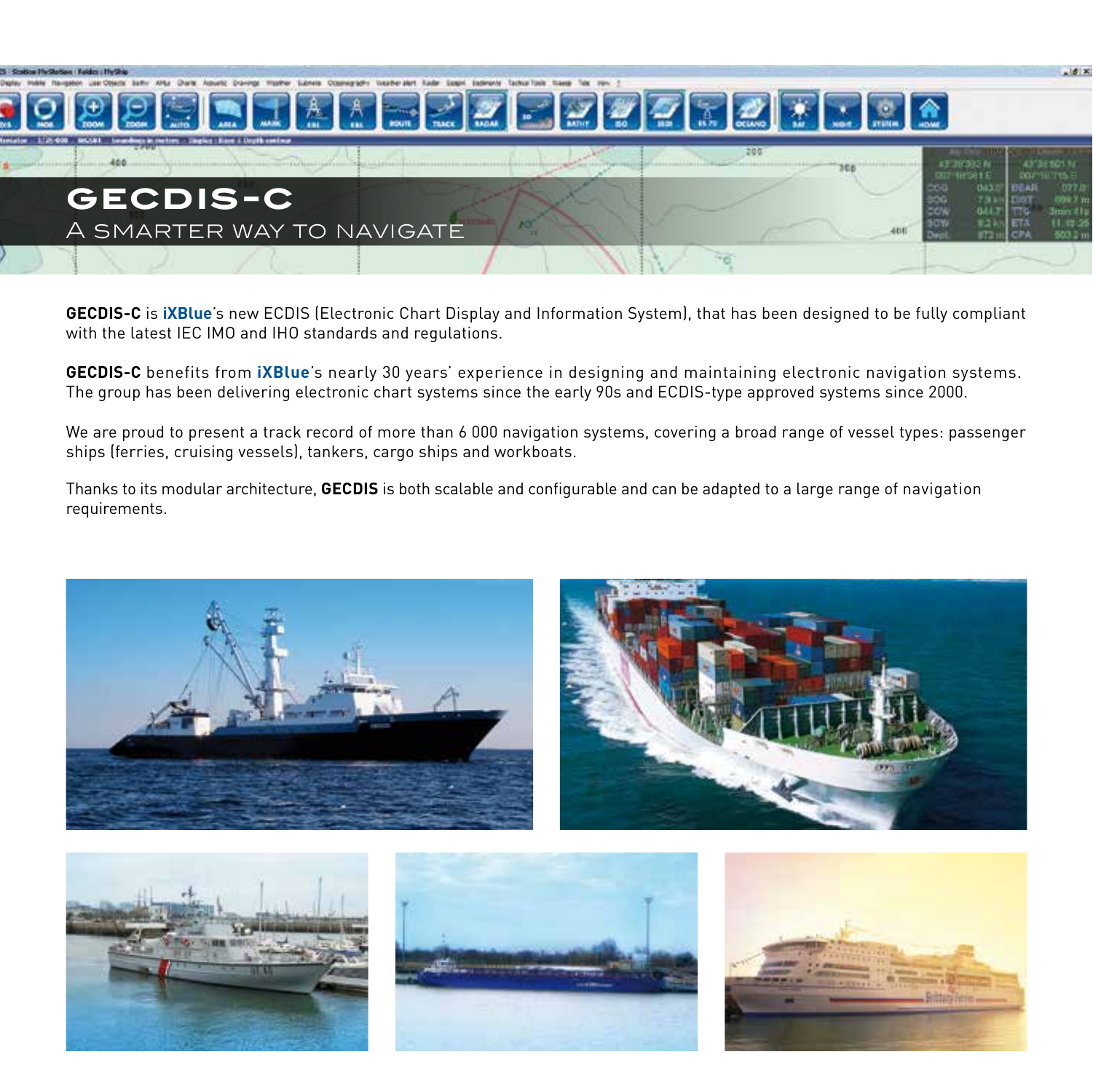# GECDIS-C

## A SMARTER WAY TO NAVIGATE

**GECDIS-C** is **iXBlue**'s new ECDIS (Electronic Chart Display and Information System), that has been designed to be fully compliant with the latest IEC IMO and IHO standards and regulations.

**GECDIS-C** benefits from **iXBlue**'s nearly 30 years' experience in designing and maintaining electronic navigation systems. The group has been delivering electronic chart systems since the early 90s and ECDIS-type approved systems since 2000.

We are proud to present a track record of more than 6 000 navigation systems, covering a broad range of vessel types: passenger ships (ferries, cruising vessels), tankers, cargo ships and workboats.

Thanks to its modular architecture, **GECDIS** is both scalable and configurable and can be adapted to a large range of navigation requirements.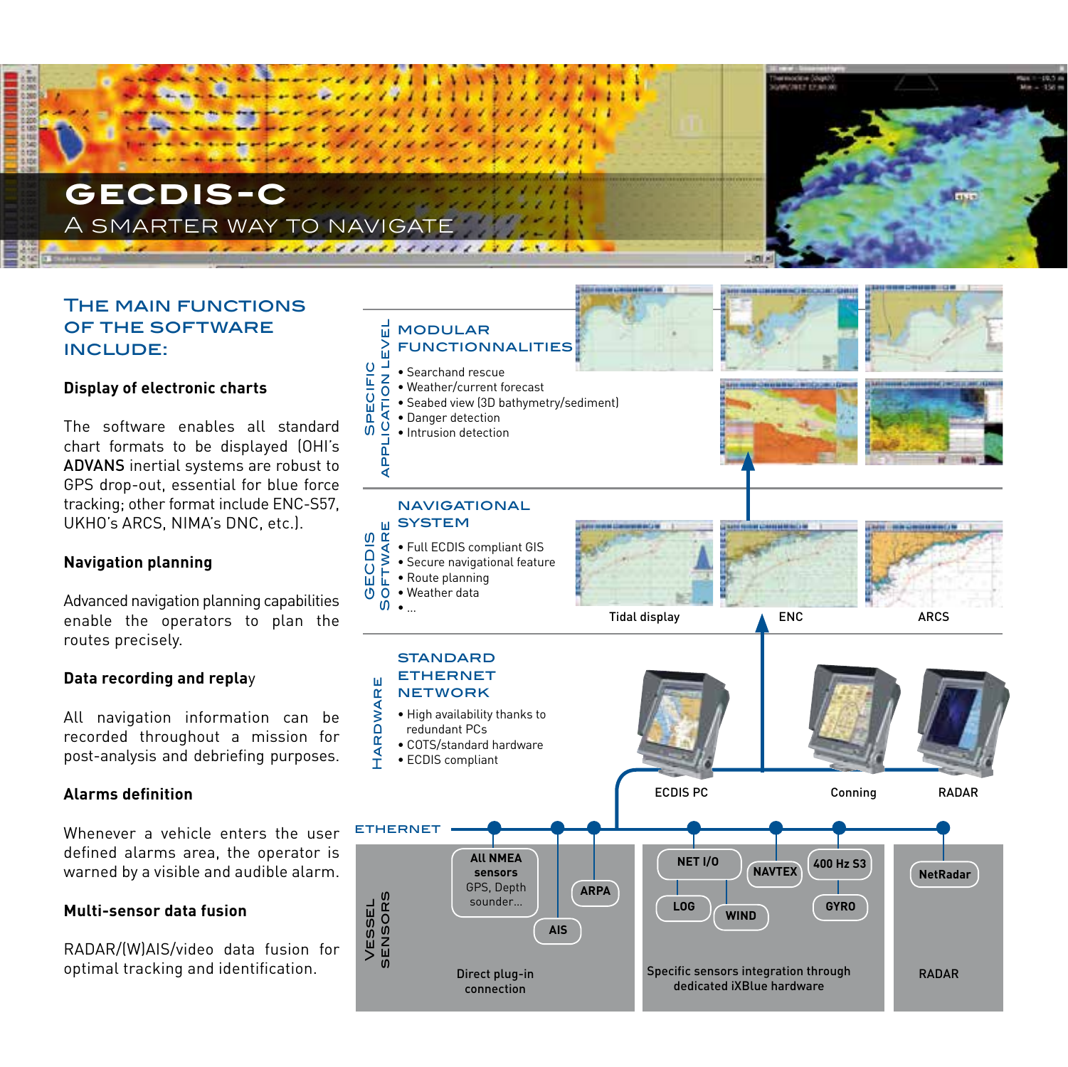# GECDIS-C

A SMARTER WAY TO NAVIGATE

## THE MAIN FUNCTIONS OF THE SOFTWARE INCLUDE:

**Display of electronic charts**

The software enables all standard chart formats to be displayed (OHI's **ADVANS** inertial systems are robust to GPS drop-out, essential for blue force tracking; other format include ENC-S57, UKHO's ARCS, NIMA's DNC, etc.).

**Navigation planning**

Advanced navigation planning capabilities enable the operators to plan the routes precisely.

**Data recording and replay**

All navigation information can be recorded throughout a mission for post-analysis and debriefing purposes.

**Alarms definition**

Whenever a vehicle enters the user defined alarms area, the operator is warned by a visible and audible alarm.

**Multi-sensor data fusion**

RADAR/(W)AIS/video data fusion for optimal tracking and identification.

### SPECIFIC APPLICATION LEVEL

**MODULAR FUNCTIONALITIES**

- Searchand rescue
- Weather/current forecast
- Seabed view (3D bathymetry/sediment)
- Danger detection
- Intrusion detection

### GECDIS SOFTWARE

**NAVIGATIONAL SYSTEM**

- Full ECDIS compliant GIS
- Secure navigational feature
- Route planning
- Weather data
- ...

Tidal display | ENC | ARCS

### HARDWARE

**STANDARD ETHERNET NETWORK**

- High availability thanks to redundant PCs
- COTS/standard hardware
- ECDIS compliant

ECDIS PC | Conning | RADAR

ETHERNET

### VESSEL SENSORS

**All NMEA sensors** GPS, Depth sounder…

ARPA

AIS

Direct plug-in connection

NET I/O, NAVTEX, 400 Hz S3, LOG, WIND, GYRO

Specific sensors integration through dedicated iXBlue hardware

NetRadar

RADAR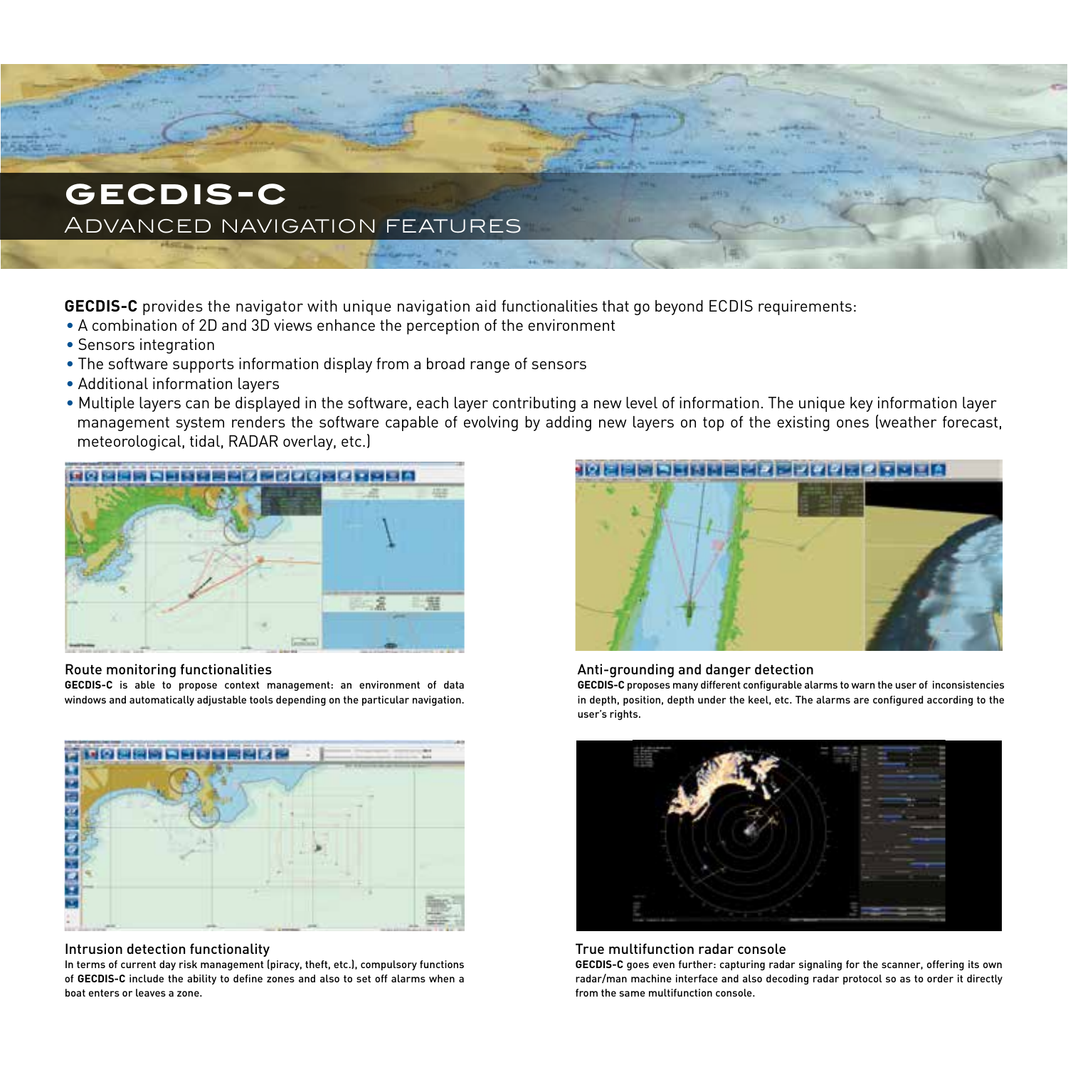# GECDIS-C

## ADVANCED NAVIGATION FEATURES

**GECDIS-C** provides the navigator with unique navigation aid functionalities that go beyond ECDIS requirements:

- A combination of 2D and 3D views enhance the perception of the environment
- Sensors integration
- The software supports information display from a broad range of sensors
- Additional information layers
- Multiple layers can be displayed in the software, each layer contributing a new level of information. The unique key information layer management system renders the software capable of evolving by adding new layers on top of the existing ones (weather forecast, meteorological, tidal, RADAR overlay, etc.)

### Route monitoring functionalities

**GECDIS-C** is able to propose context management: an environment of data windows and automatically adjustable tools depending on the particular navigation.

### Anti-grounding and danger detection

**GECDIS-C** proposes many different configurable alarms to warn the user of inconsistencies in depth, position, depth under the keel, etc. The alarms are configured according to the user's rights.

### Intrusion detection functionality

In terms of current day risk management (piracy, theft, etc.), compulsory functions of **GECDIS-C** include the ability to define zones and also to set off alarms when a boat enters or leaves a zone.

### True multifunction radar console

**GECDIS-C** goes even further: capturing radar signaling for the scanner, offering its own radar/man machine interface and also decoding radar protocol so as to order it directly from the same multifunction console.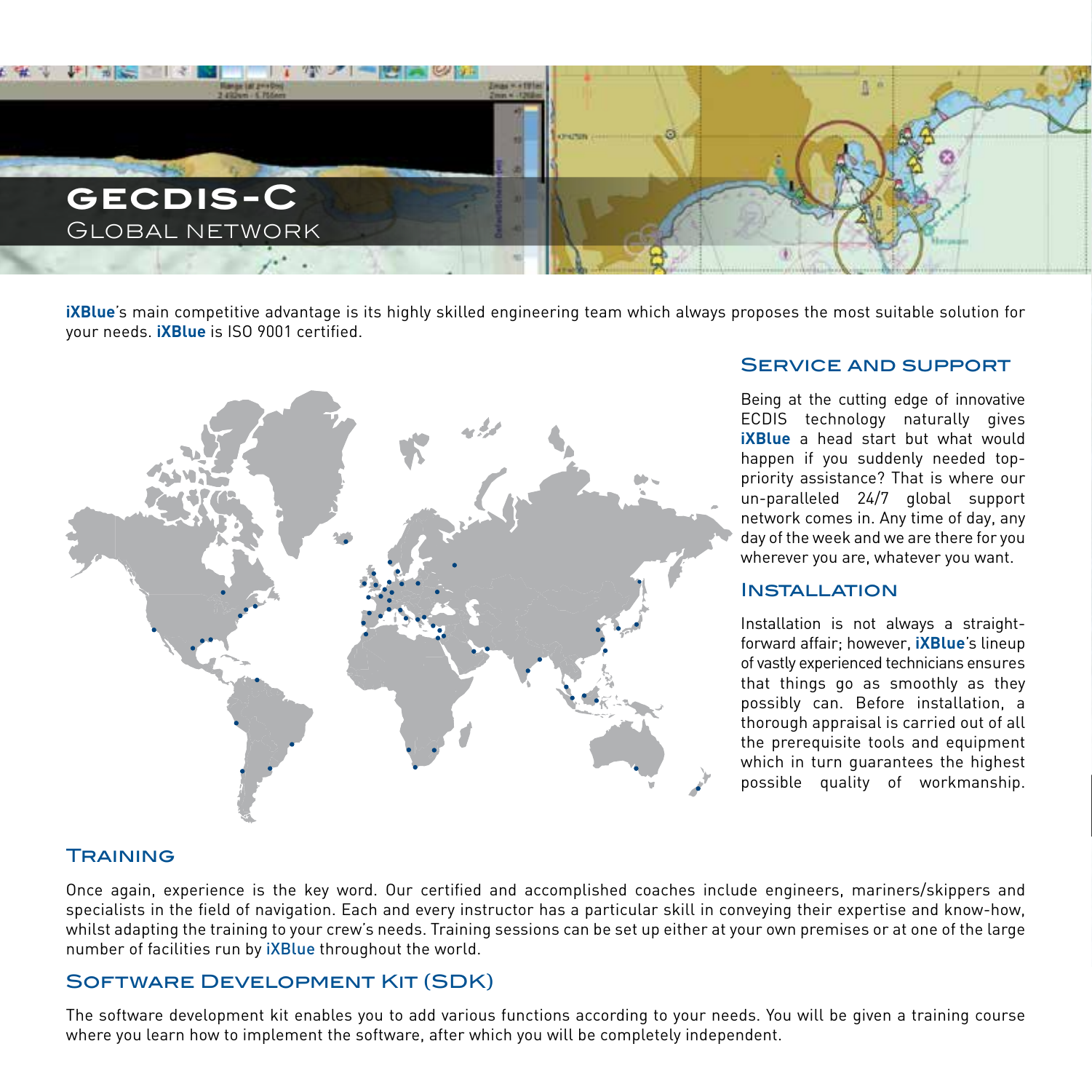# GECDIS-C
## Global network

**iXBlue**'s main competitive advantage is its highly skilled engineering team which always proposes the most suitable solution for your needs. **iXBlue** is ISO 9001 certified.

### Service and support

Being at the cutting edge of innovative ECDIS technology naturally gives **iXBlue** a head start but what would happen if you suddenly needed top-priority assistance? That is where our un-paralleled 24/7 global support network comes in. Any time of day, any day of the week and we are there for you wherever you are, whatever you want.

### Installation

Installation is not always a straight-forward affair; however, **iXBlue**'s lineup of vastly experienced technicians ensures that things go as smoothly as they possibly can. Before installation, a thorough appraisal is carried out of all the prerequisite tools and equipment which in turn guarantees the highest possible quality of workmanship.

### Training

Once again, experience is the key word. Our certified and accomplished coaches include engineers, mariners/skippers and specialists in the field of navigation. Each and every instructor has a particular skill in conveying their expertise and know-how, whilst adapting the training to your crew's needs. Training sessions can be set up either at your own premises or at one of the large number of facilities run by iXBlue throughout the world.

### Software Development Kit (SDK)

The software development kit enables you to add various functions according to your needs. You will be given a training course where you learn how to implement the software, after which you will be completely independent.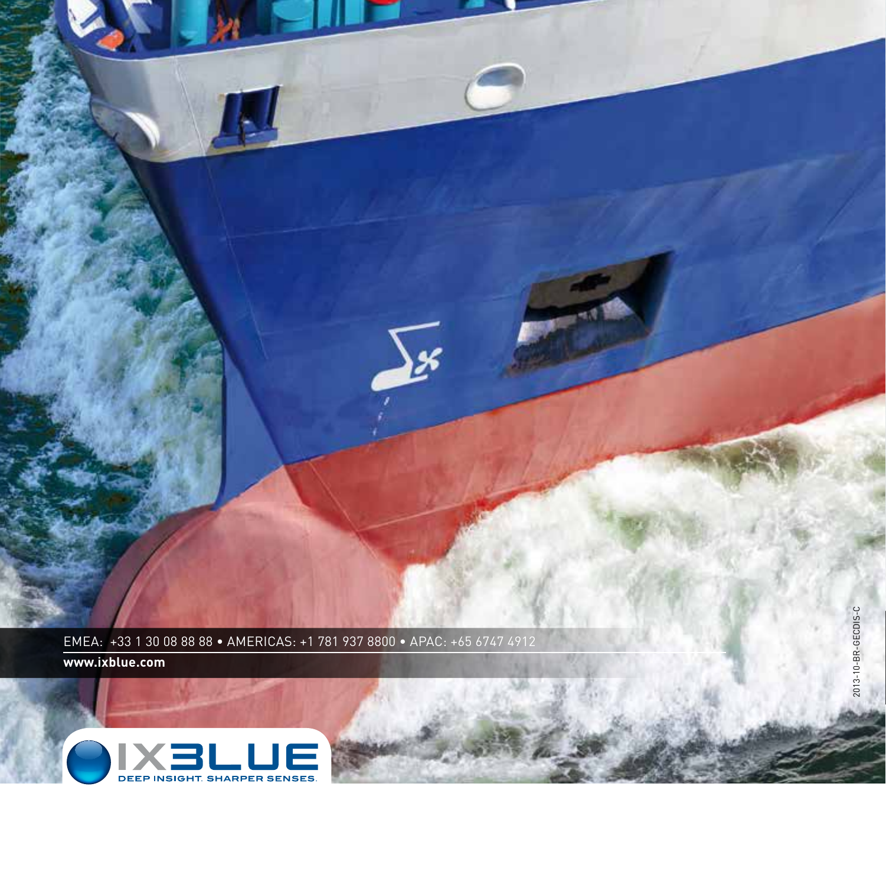EMEA: +33 1 30 08 88 88 • AMERICAS: +1 781 937 8800 • APAC: +65 6747 4912

**www.ixblue.com**

IXBLUE

DEEP INSIGHT. SHARPER SENSES.

2013-10-BR-GECDIS-C